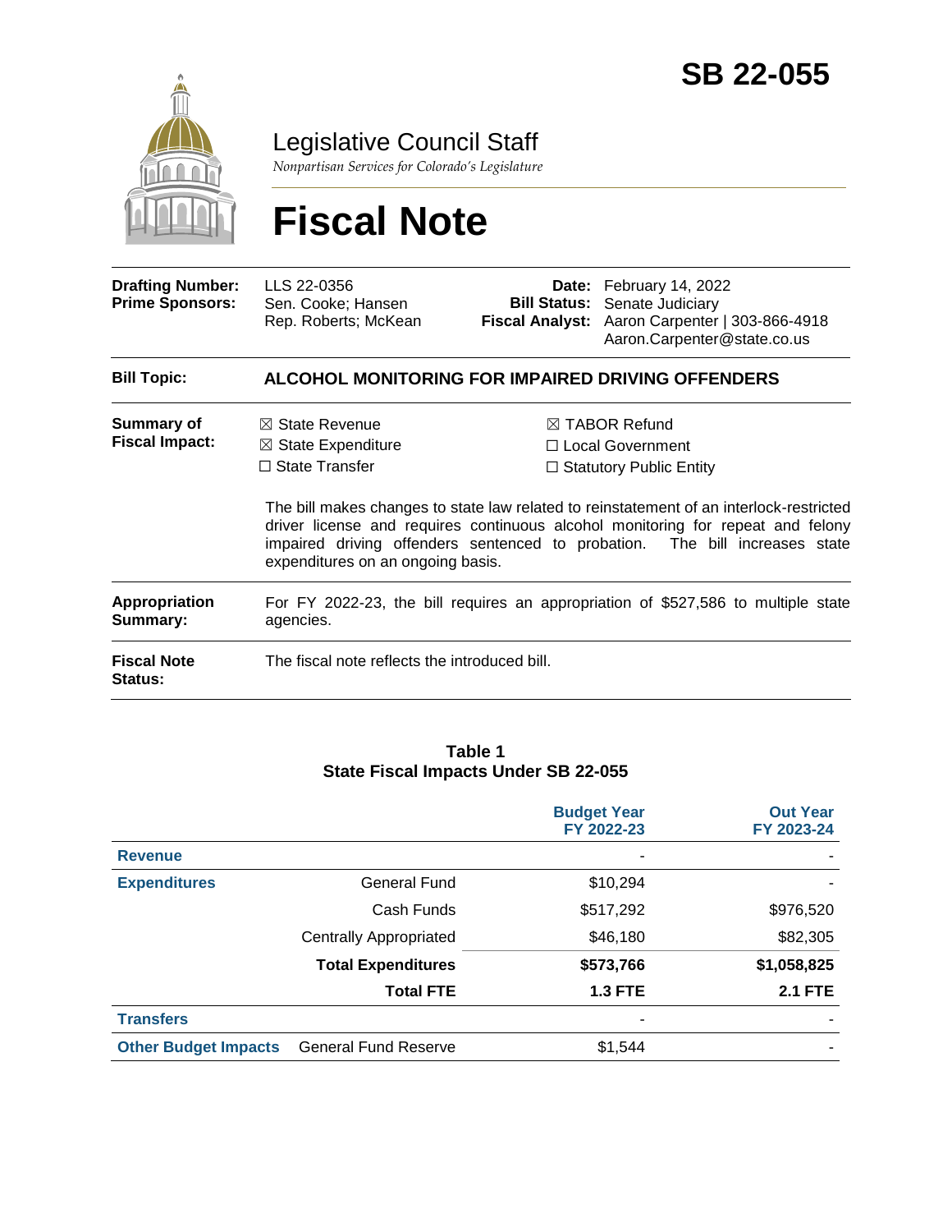# SB 22-055

## Legislative Council Staff

*Nonpartisan Services for Colorado's Legislature*

# Fiscal Note

| | | | |
|---|---|---|---|
| **Drafting Number:** | LLS 22-0356 | **Date:** | February 14, 2022 |
| **Prime Sponsors:** | Sen. Cooke; Hansen<br>Rep. Roberts; McKean | **Bill Status:** | Senate Judiciary |
| | | **Fiscal Analyst:** | Aaron Carpenter \| 303-866-4918<br>Aaron.Carpenter@state.co.us |

**Bill Topic:** **ALCOHOL MONITORING FOR IMPAIRED DRIVING OFFENDERS**

**Summary of Fiscal Impact:**

- ☒ State Revenue
- ☒ State Expenditure
- ☐ State Transfer
- ☒ TABOR Refund
- ☐ Local Government
- ☐ Statutory Public Entity

The bill makes changes to state law related to reinstatement of an interlock-restricted driver license and requires continuous alcohol monitoring for repeat and felony impaired driving offenders sentenced to probation. The bill increases state expenditures on an ongoing basis.

**Appropriation Summary:** For FY 2022-23, the bill requires an appropriation of $527,586 to multiple state agencies.

**Fiscal Note Status:** The fiscal note reflects the introduced bill.

**Table 1**
**State Fiscal Impacts Under SB 22-055**

| | | Budget Year FY 2022-23 | Out Year FY 2023-24 |
|---|---|---|---|
| **Revenue** | | - | - |
| **Expenditures** | General Fund | $10,294 | - |
| | Cash Funds | $517,292 | $976,520 |
| | Centrally Appropriated | $46,180 | $82,305 |
| | **Total Expenditures** | **$573,766** | **$1,058,825** |
| | **Total FTE** | **1.3 FTE** | **2.1 FTE** |
| **Transfers** | | - | - |
| **Other Budget Impacts** | General Fund Reserve | $1,544 | - |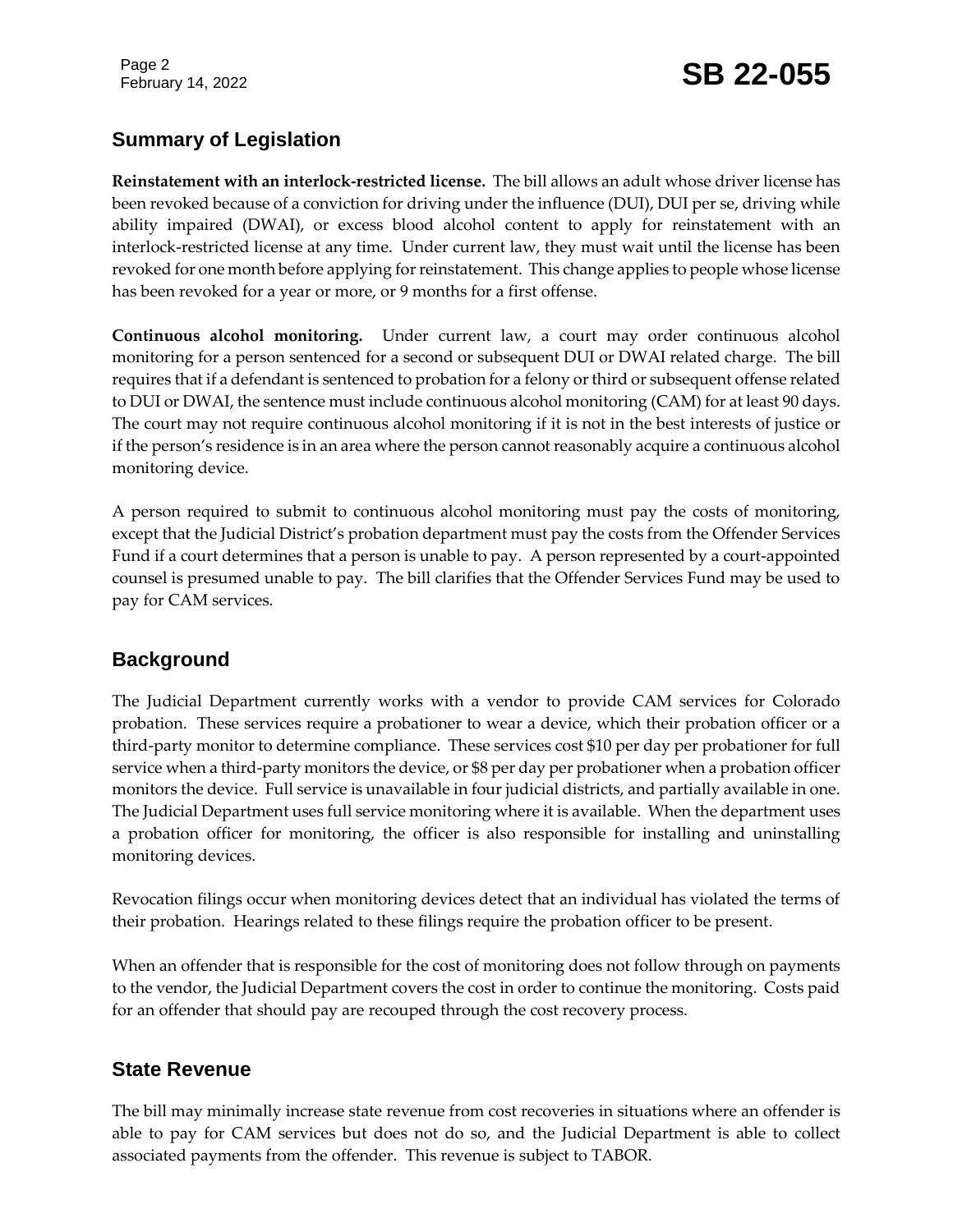## Summary of Legislation

**Reinstatement with an interlock-restricted license.** The bill allows an adult whose driver license has been revoked because of a conviction for driving under the influence (DUI), DUI per se, driving while ability impaired (DWAI), or excess blood alcohol content to apply for reinstatement with an interlock-restricted license at any time. Under current law, they must wait until the license has been revoked for one month before applying for reinstatement. This change applies to people whose license has been revoked for a year or more, or 9 months for a first offense.

**Continuous alcohol monitoring.** Under current law, a court may order continuous alcohol monitoring for a person sentenced for a second or subsequent DUI or DWAI related charge. The bill requires that if a defendant is sentenced to probation for a felony or third or subsequent offense related to DUI or DWAI, the sentence must include continuous alcohol monitoring (CAM) for at least 90 days. The court may not require continuous alcohol monitoring if it is not in the best interests of justice or if the person's residence is in an area where the person cannot reasonably acquire a continuous alcohol monitoring device.

A person required to submit to continuous alcohol monitoring must pay the costs of monitoring, except that the Judicial District's probation department must pay the costs from the Offender Services Fund if a court determines that a person is unable to pay. A person represented by a court-appointed counsel is presumed unable to pay. The bill clarifies that the Offender Services Fund may be used to pay for CAM services.

## Background

The Judicial Department currently works with a vendor to provide CAM services for Colorado probation. These services require a probationer to wear a device, which their probation officer or a third-party monitor to determine compliance. These services cost $10 per day per probationer for full service when a third-party monitors the device, or $8 per day per probationer when a probation officer monitors the device. Full service is unavailable in four judicial districts, and partially available in one. The Judicial Department uses full service monitoring where it is available. When the department uses a probation officer for monitoring, the officer is also responsible for installing and uninstalling monitoring devices.

Revocation filings occur when monitoring devices detect that an individual has violated the terms of their probation. Hearings related to these filings require the probation officer to be present.

When an offender that is responsible for the cost of monitoring does not follow through on payments to the vendor, the Judicial Department covers the cost in order to continue the monitoring. Costs paid for an offender that should pay are recouped through the cost recovery process.

## State Revenue

The bill may minimally increase state revenue from cost recoveries in situations where an offender is able to pay for CAM services but does not do so, and the Judicial Department is able to collect associated payments from the offender. This revenue is subject to TABOR.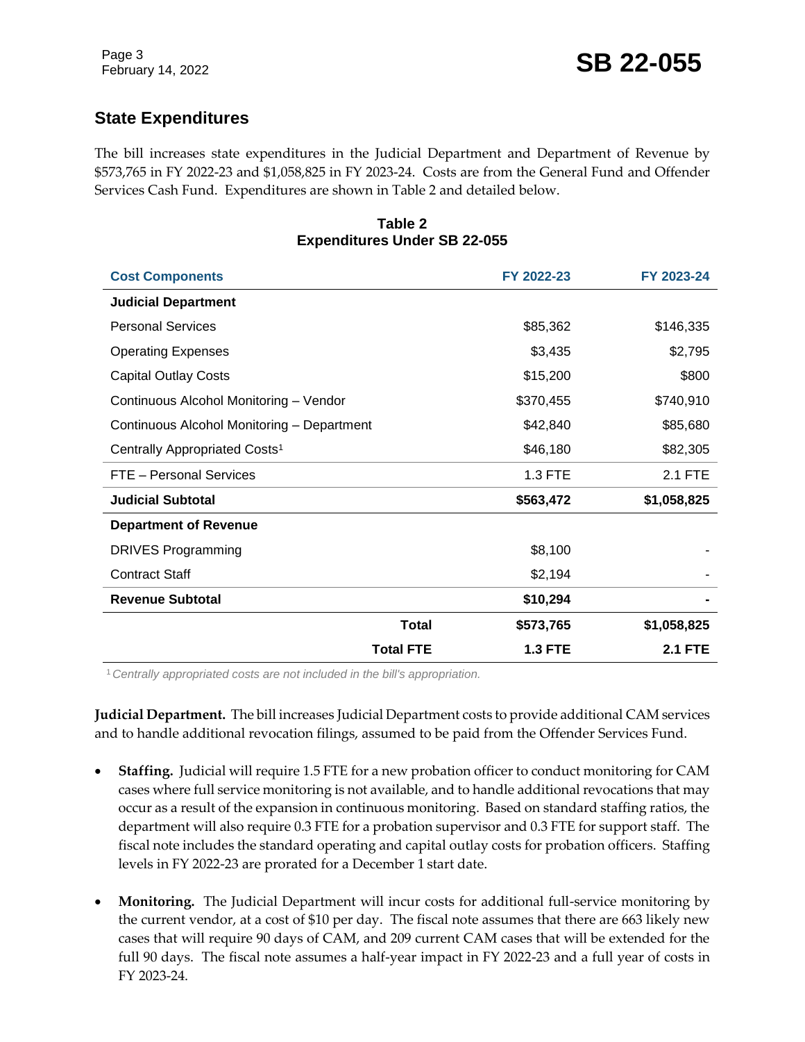## State Expenditures

The bill increases state expenditures in the Judicial Department and Department of Revenue by $573,765 in FY 2022-23 and $1,058,825 in FY 2023-24. Costs are from the General Fund and Offender Services Cash Fund. Expenditures are shown in Table 2 and detailed below.

**Table 2**
**Expenditures Under SB 22-055**

| Cost Components | FY 2022-23 | FY 2023-24 |
|---|---|---|
| **Judicial Department** | | |
| Personal Services | $85,362 | $146,335 |
| Operating Expenses | $3,435 | $2,795 |
| Capital Outlay Costs | $15,200 | $800 |
| Continuous Alcohol Monitoring – Vendor | $370,455 | $740,910 |
| Continuous Alcohol Monitoring – Department | $42,840 | $85,680 |
| Centrally Appropriated Costs[1] | $46,180 | $82,305 |
| FTE – Personal Services | 1.3 FTE | 2.1 FTE |
| **Judicial Subtotal** | **$563,472** | **$1,058,825** |
| **Department of Revenue** | | |
| DRIVES Programming | $8,100 | - |
| Contract Staff | $2,194 | - |
| **Revenue Subtotal** | **$10,294** | **-** |
| **Total** | **$573,765** | **$1,058,825** |
| **Total FTE** | **1.3 FTE** | **2.1 FTE** |

[1] *Centrally appropriated costs are not included in the bill's appropriation.*

**Judicial Department.** The bill increases Judicial Department costs to provide additional CAM services and to handle additional revocation filings, assumed to be paid from the Offender Services Fund.

- **Staffing.** Judicial will require 1.5 FTE for a new probation officer to conduct monitoring for CAM cases where full service monitoring is not available, and to handle additional revocations that may occur as a result of the expansion in continuous monitoring. Based on standard staffing ratios, the department will also require 0.3 FTE for a probation supervisor and 0.3 FTE for support staff. The fiscal note includes the standard operating and capital outlay costs for probation officers. Staffing levels in FY 2022-23 are prorated for a December 1 start date.

- **Monitoring.** The Judicial Department will incur costs for additional full-service monitoring by the current vendor, at a cost of $10 per day. The fiscal note assumes that there are 663 likely new cases that will require 90 days of CAM, and 209 current CAM cases that will be extended for the full 90 days. The fiscal note assumes a half-year impact in FY 2022-23 and a full year of costs in FY 2023-24.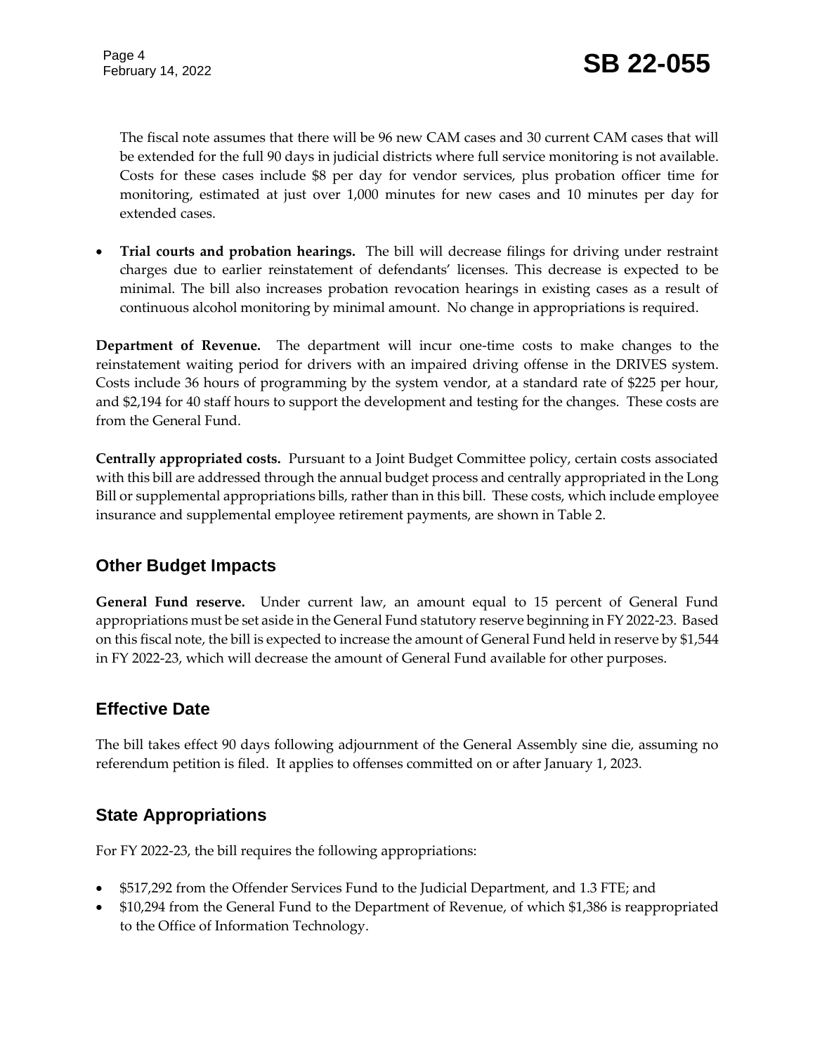The fiscal note assumes that there will be 96 new CAM cases and 30 current CAM cases that will be extended for the full 90 days in judicial districts where full service monitoring is not available. Costs for these cases include $8 per day for vendor services, plus probation officer time for monitoring, estimated at just over 1,000 minutes for new cases and 10 minutes per day for extended cases.

- **Trial courts and probation hearings.** The bill will decrease filings for driving under restraint charges due to earlier reinstatement of defendants' licenses. This decrease is expected to be minimal. The bill also increases probation revocation hearings in existing cases as a result of continuous alcohol monitoring by minimal amount. No change in appropriations is required.

**Department of Revenue.** The department will incur one-time costs to make changes to the reinstatement waiting period for drivers with an impaired driving offense in the DRIVES system. Costs include 36 hours of programming by the system vendor, at a standard rate of $225 per hour, and $2,194 for 40 staff hours to support the development and testing for the changes. These costs are from the General Fund.

**Centrally appropriated costs.** Pursuant to a Joint Budget Committee policy, certain costs associated with this bill are addressed through the annual budget process and centrally appropriated in the Long Bill or supplemental appropriations bills, rather than in this bill. These costs, which include employee insurance and supplemental employee retirement payments, are shown in Table 2.

## Other Budget Impacts

**General Fund reserve.** Under current law, an amount equal to 15 percent of General Fund appropriations must be set aside in the General Fund statutory reserve beginning in FY 2022-23. Based on this fiscal note, the bill is expected to increase the amount of General Fund held in reserve by $1,544 in FY 2022-23, which will decrease the amount of General Fund available for other purposes.

## Effective Date

The bill takes effect 90 days following adjournment of the General Assembly sine die, assuming no referendum petition is filed. It applies to offenses committed on or after January 1, 2023.

## State Appropriations

For FY 2022-23, the bill requires the following appropriations:

- $517,292 from the Offender Services Fund to the Judicial Department, and 1.3 FTE; and
- $10,294 from the General Fund to the Department of Revenue, of which $1,386 is reappropriated to the Office of Information Technology.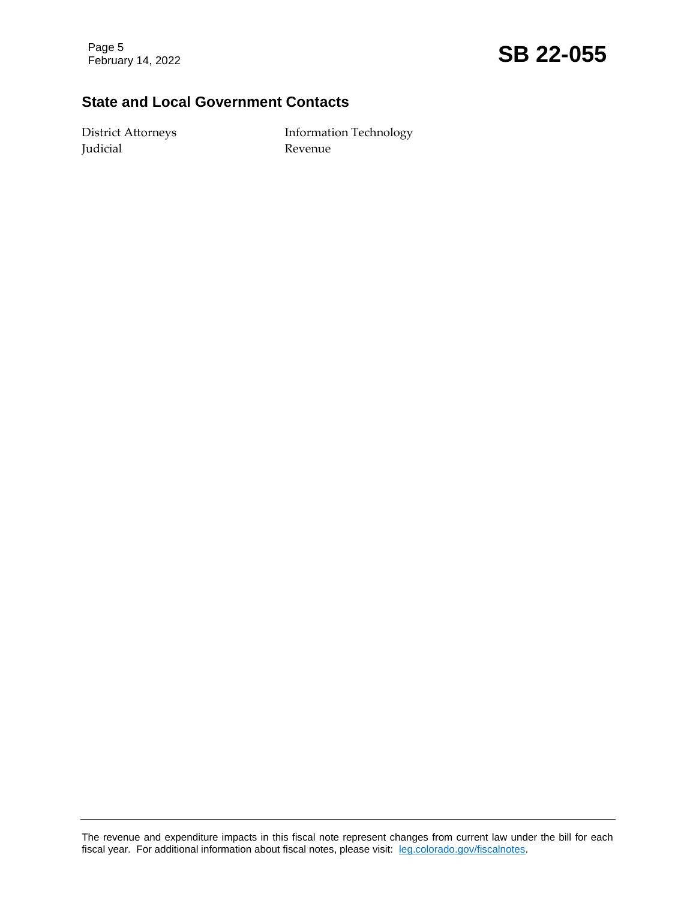## State and Local Government Contacts

| | |
|---|---|
| District Attorneys | Information Technology |
| Judicial | Revenue |

The revenue and expenditure impacts in this fiscal note represent changes from current law under the bill for each fiscal year. For additional information about fiscal notes, please visit: leg.colorado.gov/fiscalnotes.